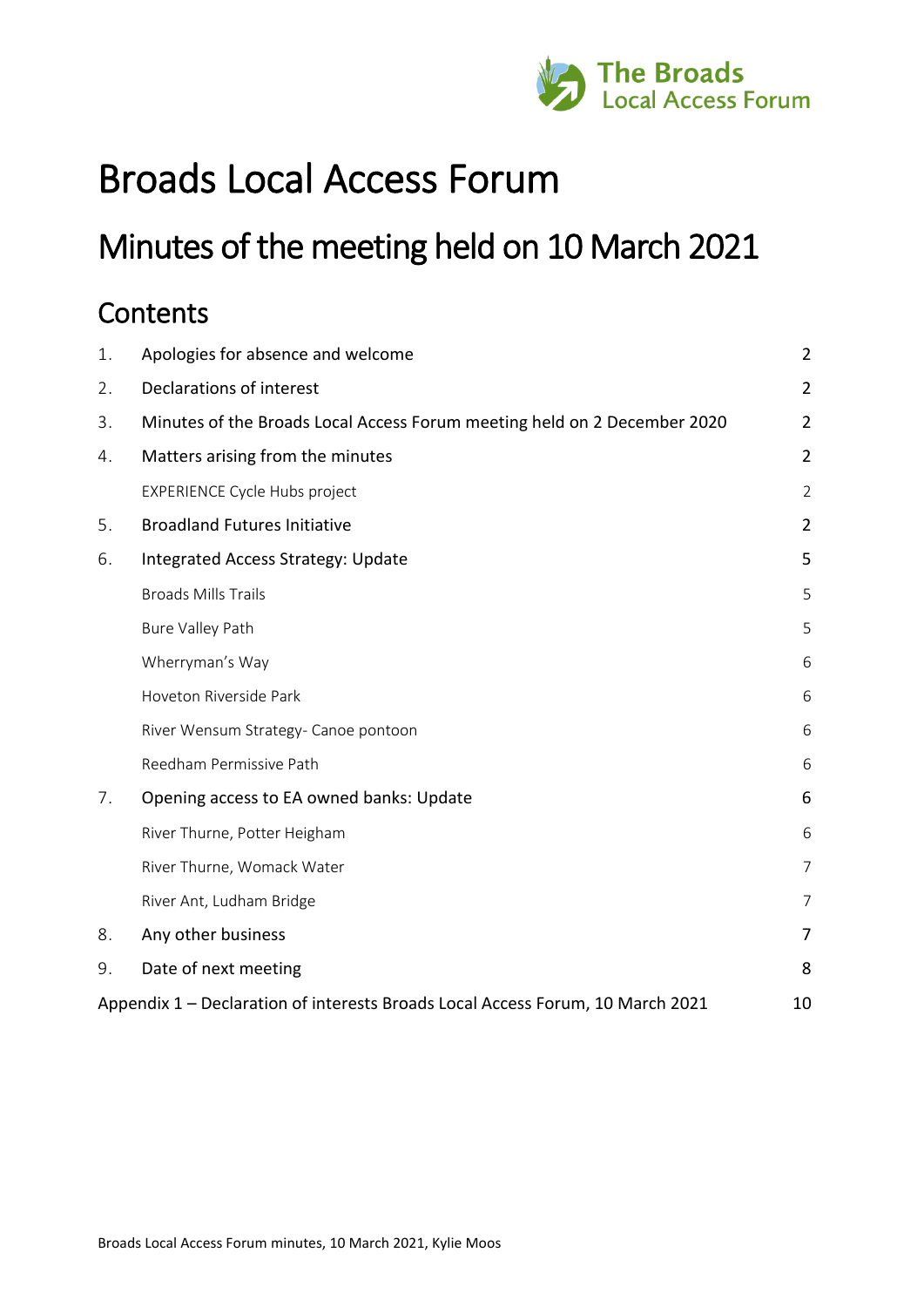The Broads Local Access Forum

# Broads Local Access Forum

## Minutes of the meeting held on 10 March 2021

### Contents

| | | |
|---|---|---|
| 1. | Apologies for absence and welcome | 2 |
| 2. | Declarations of interest | 2 |
| 3. | Minutes of the Broads Local Access Forum meeting held on 2 December 2020 | 2 |
| 4. | Matters arising from the minutes | 2 |
| | EXPERIENCE Cycle Hubs project | 2 |
| 5. | Broadland Futures Initiative | 2 |
| 6. | Integrated Access Strategy: Update | 5 |
| | Broads Mills Trails | 5 |
| | Bure Valley Path | 5 |
| | Wherryman's Way | 6 |
| | Hoveton Riverside Park | 6 |
| | River Wensum Strategy- Canoe pontoon | 6 |
| | Reedham Permissive Path | 6 |
| 7. | Opening access to EA owned banks: Update | 6 |
| | River Thurne, Potter Heigham | 6 |
| | River Thurne, Womack Water | 7 |
| | River Ant, Ludham Bridge | 7 |
| 8. | Any other business | 7 |
| 9. | Date of next meeting | 8 |
| Appendix 1 – Declaration of interests Broads Local Access Forum, 10 March 2021 | | 10 |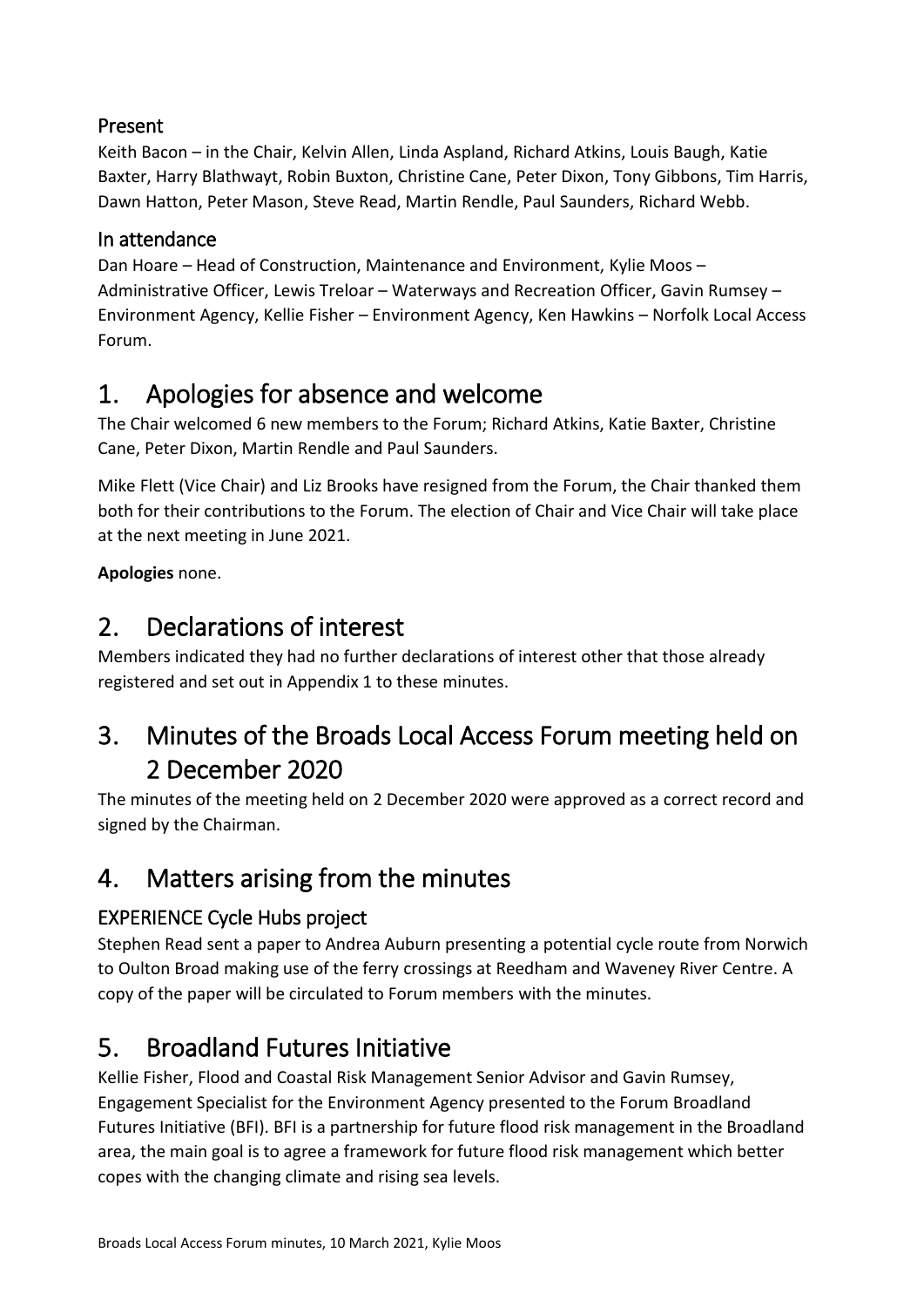### Present

Keith Bacon – in the Chair, Kelvin Allen, Linda Aspland, Richard Atkins, Louis Baugh, Katie Baxter, Harry Blathwayt, Robin Buxton, Christine Cane, Peter Dixon, Tony Gibbons, Tim Harris, Dawn Hatton, Peter Mason, Steve Read, Martin Rendle, Paul Saunders, Richard Webb.

### In attendance

Dan Hoare – Head of Construction, Maintenance and Environment, Kylie Moos – Administrative Officer, Lewis Treloar – Waterways and Recreation Officer, Gavin Rumsey – Environment Agency, Kellie Fisher – Environment Agency, Ken Hawkins – Norfolk Local Access Forum.

## 1. Apologies for absence and welcome

The Chair welcomed 6 new members to the Forum; Richard Atkins, Katie Baxter, Christine Cane, Peter Dixon, Martin Rendle and Paul Saunders.

Mike Flett (Vice Chair) and Liz Brooks have resigned from the Forum, the Chair thanked them both for their contributions to the Forum. The election of Chair and Vice Chair will take place at the next meeting in June 2021.

**Apologies** none.

## 2. Declarations of interest

Members indicated they had no further declarations of interest other that those already registered and set out in Appendix 1 to these minutes.

## 3. Minutes of the Broads Local Access Forum meeting held on 2 December 2020

The minutes of the meeting held on 2 December 2020 were approved as a correct record and signed by the Chairman.

## 4. Matters arising from the minutes

### EXPERIENCE Cycle Hubs project

Stephen Read sent a paper to Andrea Auburn presenting a potential cycle route from Norwich to Oulton Broad making use of the ferry crossings at Reedham and Waveney River Centre. A copy of the paper will be circulated to Forum members with the minutes.

## 5. Broadland Futures Initiative

Kellie Fisher, Flood and Coastal Risk Management Senior Advisor and Gavin Rumsey, Engagement Specialist for the Environment Agency presented to the Forum Broadland Futures Initiative (BFI). BFI is a partnership for future flood risk management in the Broadland area, the main goal is to agree a framework for future flood risk management which better copes with the changing climate and rising sea levels.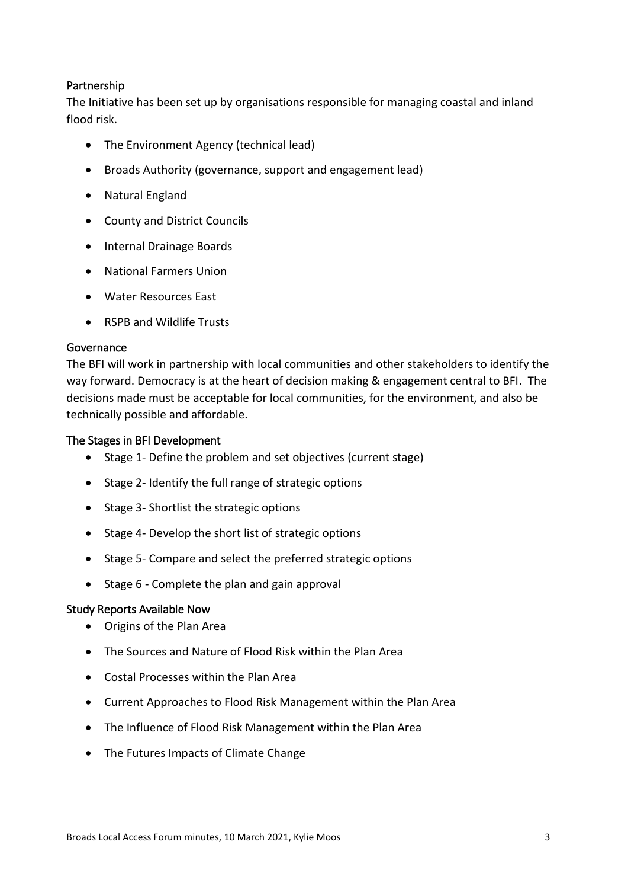### Partnership

The Initiative has been set up by organisations responsible for managing coastal and inland flood risk.

- The Environment Agency (technical lead)
- Broads Authority (governance, support and engagement lead)
- Natural England
- County and District Councils
- Internal Drainage Boards
- National Farmers Union
- Water Resources East
- RSPB and Wildlife Trusts

### Governance

The BFI will work in partnership with local communities and other stakeholders to identify the way forward. Democracy is at the heart of decision making & engagement central to BFI. The decisions made must be acceptable for local communities, for the environment, and also be technically possible and affordable.

### The Stages in BFI Development

- Stage 1- Define the problem and set objectives (current stage)
- Stage 2- Identify the full range of strategic options
- Stage 3- Shortlist the strategic options
- Stage 4- Develop the short list of strategic options
- Stage 5- Compare and select the preferred strategic options
- Stage 6 - Complete the plan and gain approval

### Study Reports Available Now

- Origins of the Plan Area
- The Sources and Nature of Flood Risk within the Plan Area
- Costal Processes within the Plan Area
- Current Approaches to Flood Risk Management within the Plan Area
- The Influence of Flood Risk Management within the Plan Area
- The Futures Impacts of Climate Change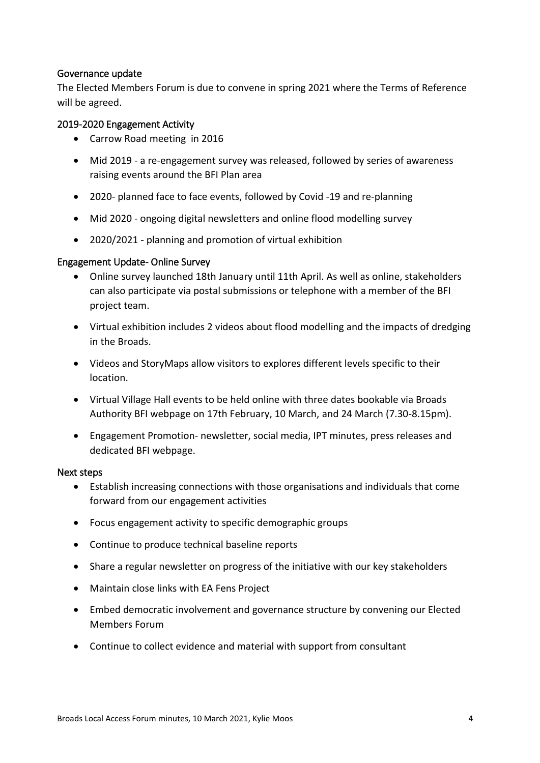### Governance update

The Elected Members Forum is due to convene in spring 2021 where the Terms of Reference will be agreed.

### 2019-2020 Engagement Activity

- Carrow Road meeting in 2016
- Mid 2019 - a re-engagement survey was released, followed by series of awareness raising events around the BFI Plan area
- 2020- planned face to face events, followed by Covid -19 and re-planning
- Mid 2020 - ongoing digital newsletters and online flood modelling survey
- 2020/2021 - planning and promotion of virtual exhibition

### Engagement Update- Online Survey

- Online survey launched 18th January until 11th April. As well as online, stakeholders can also participate via postal submissions or telephone with a member of the BFI project team.
- Virtual exhibition includes 2 videos about flood modelling and the impacts of dredging in the Broads.
- Videos and StoryMaps allow visitors to explores different levels specific to their location.
- Virtual Village Hall events to be held online with three dates bookable via Broads Authority BFI webpage on 17th February, 10 March, and 24 March (7.30-8.15pm).
- Engagement Promotion- newsletter, social media, IPT minutes, press releases and dedicated BFI webpage.

### Next steps

- Establish increasing connections with those organisations and individuals that come forward from our engagement activities
- Focus engagement activity to specific demographic groups
- Continue to produce technical baseline reports
- Share a regular newsletter on progress of the initiative with our key stakeholders
- Maintain close links with EA Fens Project
- Embed democratic involvement and governance structure by convening our Elected Members Forum
- Continue to collect evidence and material with support from consultant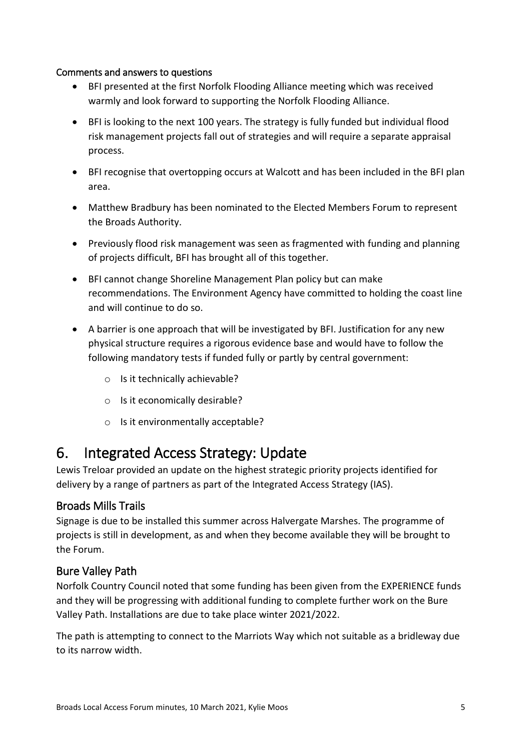### Comments and answers to questions

- BFI presented at the first Norfolk Flooding Alliance meeting which was received warmly and look forward to supporting the Norfolk Flooding Alliance.
- BFI is looking to the next 100 years. The strategy is fully funded but individual flood risk management projects fall out of strategies and will require a separate appraisal process.
- BFI recognise that overtopping occurs at Walcott and has been included in the BFI plan area.
- Matthew Bradbury has been nominated to the Elected Members Forum to represent the Broads Authority.
- Previously flood risk management was seen as fragmented with funding and planning of projects difficult, BFI has brought all of this together.
- BFI cannot change Shoreline Management Plan policy but can make recommendations. The Environment Agency have committed to holding the coast line and will continue to do so.
- A barrier is one approach that will be investigated by BFI. Justification for any new physical structure requires a rigorous evidence base and would have to follow the following mandatory tests if funded fully or partly by central government:
    - Is it technically achievable?
    - Is it economically desirable?
    - Is it environmentally acceptable?

# 6. Integrated Access Strategy: Update

Lewis Treloar provided an update on the highest strategic priority projects identified for delivery by a range of partners as part of the Integrated Access Strategy (IAS).

## Broads Mills Trails

Signage is due to be installed this summer across Halvergate Marshes. The programme of projects is still in development, as and when they become available they will be brought to the Forum.

## Bure Valley Path

Norfolk Country Council noted that some funding has been given from the EXPERIENCE funds and they will be progressing with additional funding to complete further work on the Bure Valley Path. Installations are due to take place winter 2021/2022.

The path is attempting to connect to the Marriots Way which not suitable as a bridleway due to its narrow width.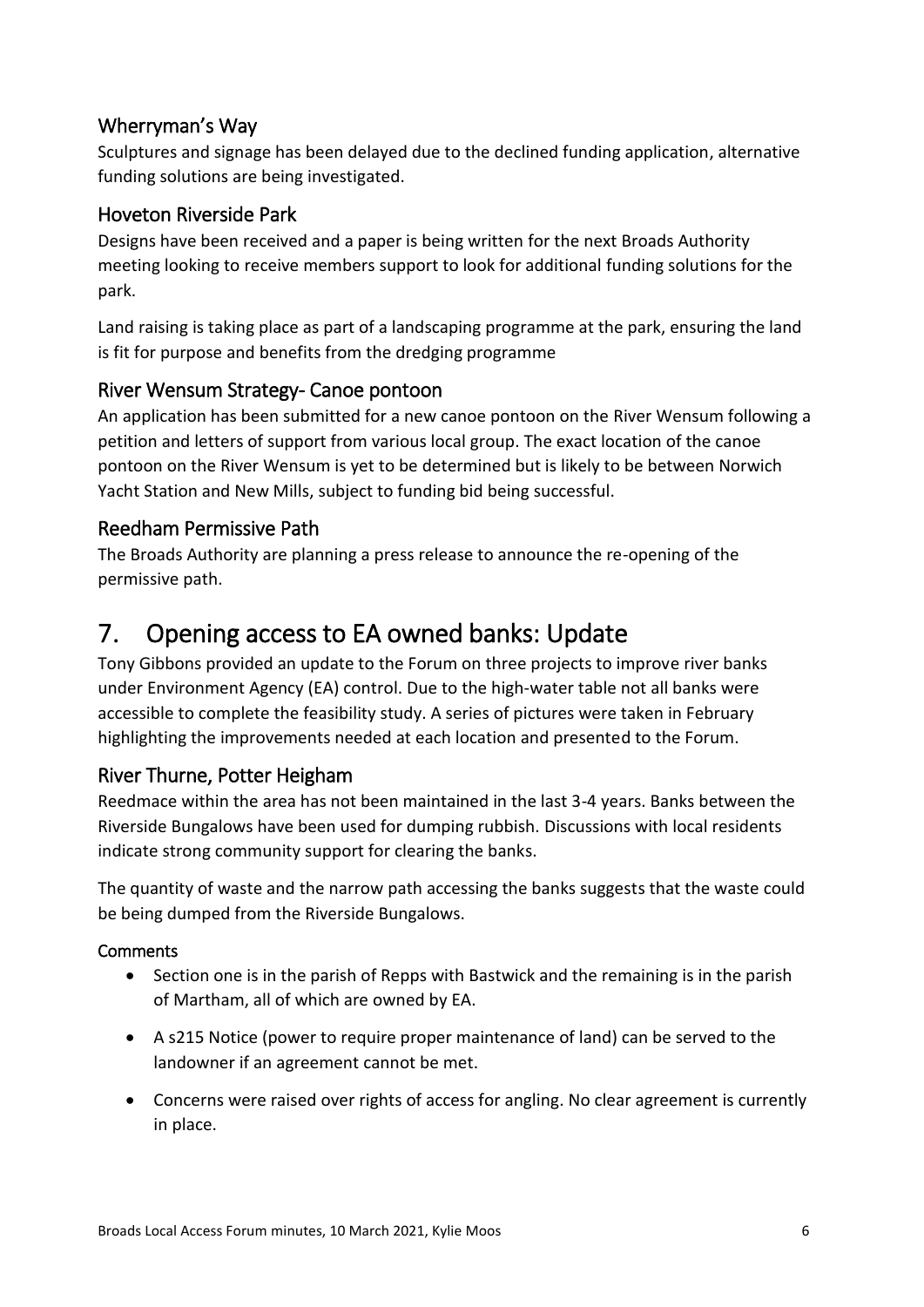### Wherryman's Way

Sculptures and signage has been delayed due to the declined funding application, alternative funding solutions are being investigated.

### Hoveton Riverside Park

Designs have been received and a paper is being written for the next Broads Authority meeting looking to receive members support to look for additional funding solutions for the park.

Land raising is taking place as part of a landscaping programme at the park, ensuring the land is fit for purpose and benefits from the dredging programme

### River Wensum Strategy- Canoe pontoon

An application has been submitted for a new canoe pontoon on the River Wensum following a petition and letters of support from various local group. The exact location of the canoe pontoon on the River Wensum is yet to be determined but is likely to be between Norwich Yacht Station and New Mills, subject to funding bid being successful.

### Reedham Permissive Path

The Broads Authority are planning a press release to announce the re-opening of the permissive path.

## 7. Opening access to EA owned banks: Update

Tony Gibbons provided an update to the Forum on three projects to improve river banks under Environment Agency (EA) control. Due to the high-water table not all banks were accessible to complete the feasibility study. A series of pictures were taken in February highlighting the improvements needed at each location and presented to the Forum.

### River Thurne, Potter Heigham

Reedmace within the area has not been maintained in the last 3-4 years. Banks between the Riverside Bungalows have been used for dumping rubbish. Discussions with local residents indicate strong community support for clearing the banks.

The quantity of waste and the narrow path accessing the banks suggests that the waste could be being dumped from the Riverside Bungalows.

#### Comments

- Section one is in the parish of Repps with Bastwick and the remaining is in the parish of Martham, all of which are owned by EA.
- A s215 Notice (power to require proper maintenance of land) can be served to the landowner if an agreement cannot be met.
- Concerns were raised over rights of access for angling. No clear agreement is currently in place.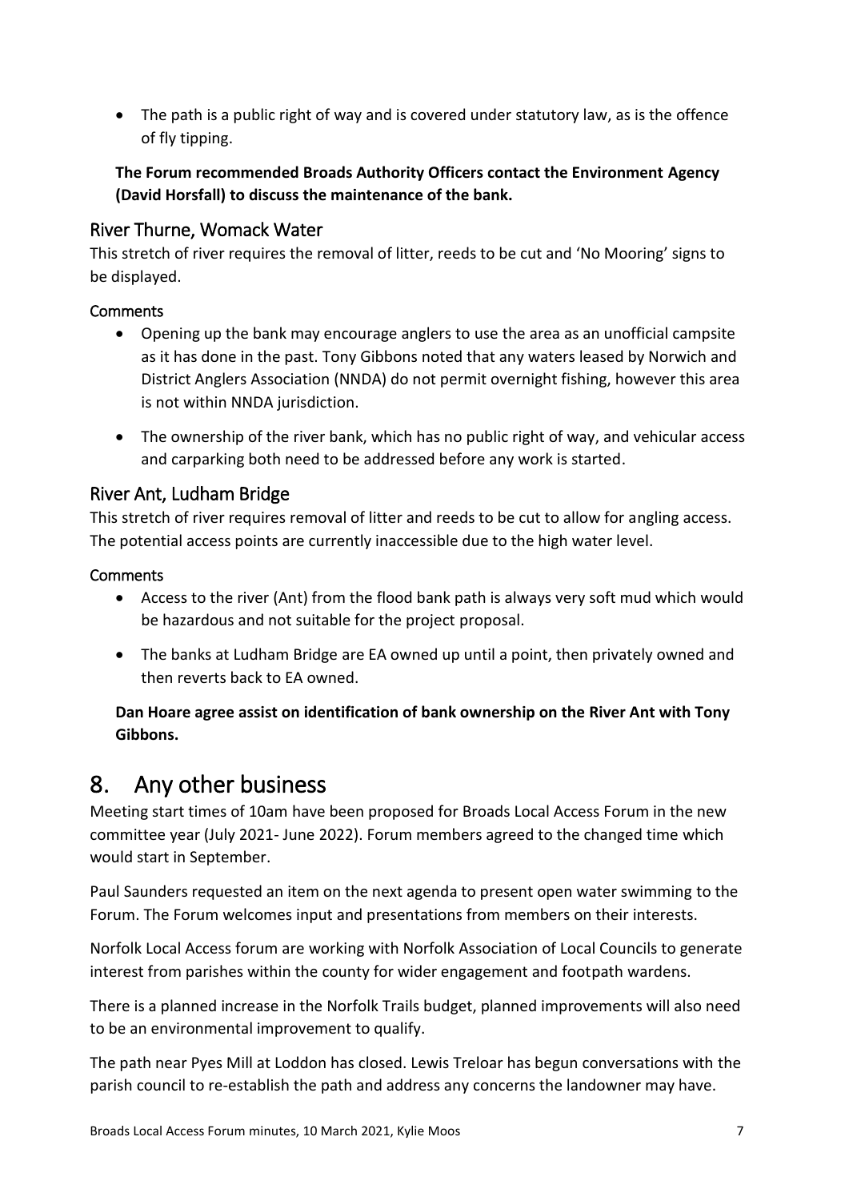- The path is a public right of way and is covered under statutory law, as is the offence of fly tipping.

**The Forum recommended Broads Authority Officers contact the Environment Agency (David Horsfall) to discuss the maintenance of the bank.**

## River Thurne, Womack Water

This stretch of river requires the removal of litter, reeds to be cut and 'No Mooring' signs to be displayed.

### Comments

- Opening up the bank may encourage anglers to use the area as an unofficial campsite as it has done in the past. Tony Gibbons noted that any waters leased by Norwich and District Anglers Association (NNDA) do not permit overnight fishing, however this area is not within NNDA jurisdiction.
- The ownership of the river bank, which has no public right of way, and vehicular access and carparking both need to be addressed before any work is started.

## River Ant, Ludham Bridge

This stretch of river requires removal of litter and reeds to be cut to allow for angling access. The potential access points are currently inaccessible due to the high water level.

### Comments

- Access to the river (Ant) from the flood bank path is always very soft mud which would be hazardous and not suitable for the project proposal.
- The banks at Ludham Bridge are EA owned up until a point, then privately owned and then reverts back to EA owned.

**Dan Hoare agree assist on identification of bank ownership on the River Ant with Tony Gibbons.**

# 8. Any other business

Meeting start times of 10am have been proposed for Broads Local Access Forum in the new committee year (July 2021- June 2022). Forum members agreed to the changed time which would start in September.

Paul Saunders requested an item on the next agenda to present open water swimming to the Forum. The Forum welcomes input and presentations from members on their interests.

Norfolk Local Access forum are working with Norfolk Association of Local Councils to generate interest from parishes within the county for wider engagement and footpath wardens.

There is a planned increase in the Norfolk Trails budget, planned improvements will also need to be an environmental improvement to qualify.

The path near Pyes Mill at Loddon has closed. Lewis Treloar has begun conversations with the parish council to re-establish the path and address any concerns the landowner may have.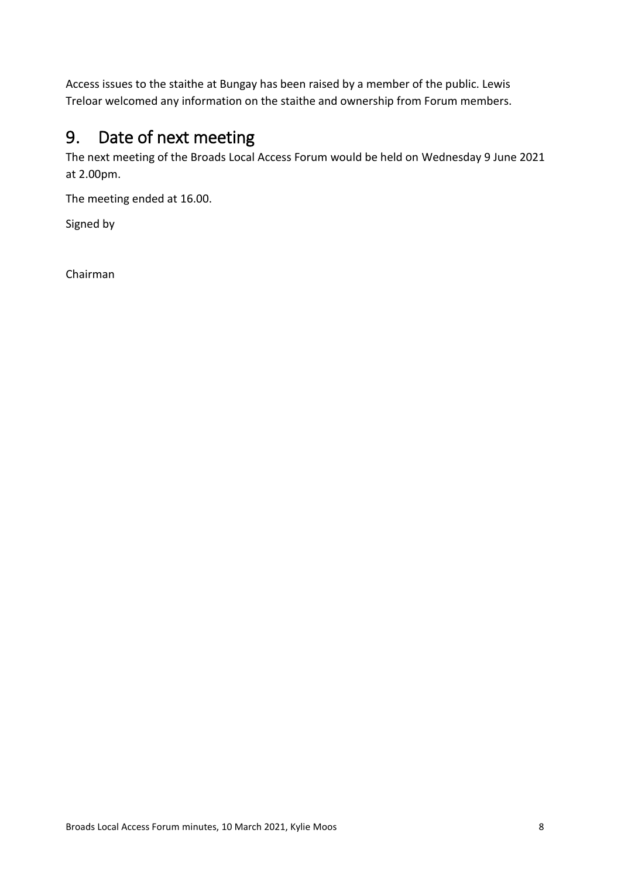Access issues to the staithe at Bungay has been raised by a member of the public. Lewis Treloar welcomed any information on the staithe and ownership from Forum members.

## 9. Date of next meeting

The next meeting of the Broads Local Access Forum would be held on Wednesday 9 June 2021 at 2.00pm.

The meeting ended at 16.00.

Signed by

Chairman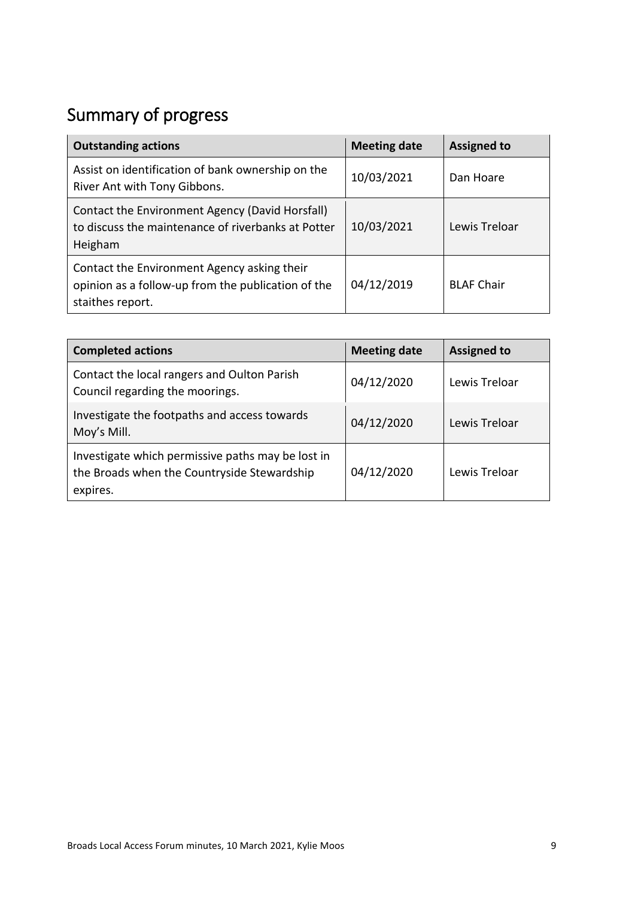## Summary of progress

| Outstanding actions | Meeting date | Assigned to |
| --- | --- | --- |
| Assist on identification of bank ownership on the River Ant with Tony Gibbons. | 10/03/2021 | Dan Hoare |
| Contact the Environment Agency (David Horsfall) to discuss the maintenance of riverbanks at Potter Heigham | 10/03/2021 | Lewis Treloar |
| Contact the Environment Agency asking their opinion as a follow-up from the publication of the staithes report. | 04/12/2019 | BLAF Chair |

| Completed actions | Meeting date | Assigned to |
| --- | --- | --- |
| Contact the local rangers and Oulton Parish Council regarding the moorings. | 04/12/2020 | Lewis Treloar |
| Investigate the footpaths and access towards Moy's Mill. | 04/12/2020 | Lewis Treloar |
| Investigate which permissive paths may be lost in the Broads when the Countryside Stewardship expires. | 04/12/2020 | Lewis Treloar |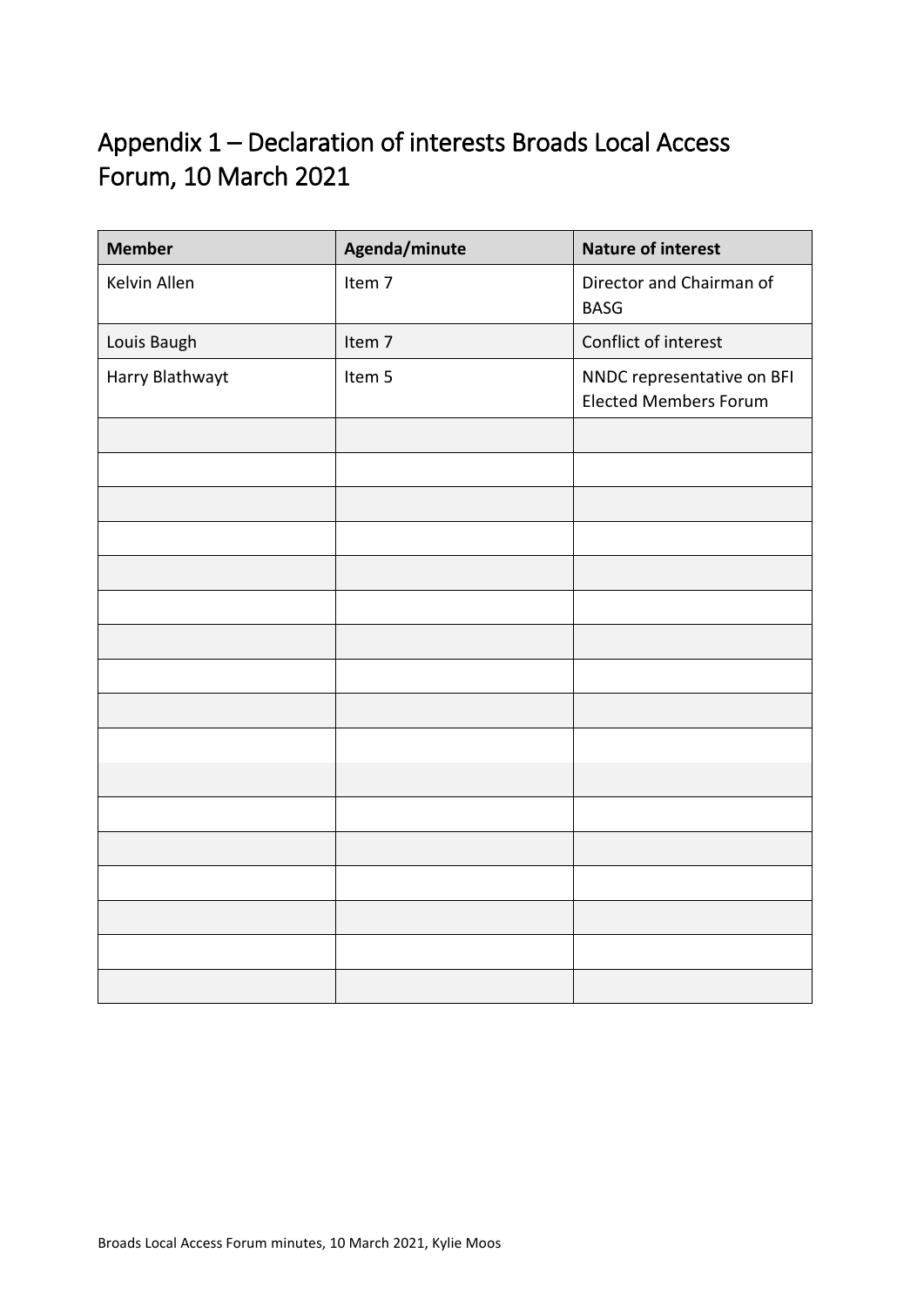# Appendix 1 – Declaration of interests Broads Local Access Forum, 10 March 2021

| Member | Agenda/minute | Nature of interest |
|---|---|---|
| Kelvin Allen | Item 7 | Director and Chairman of BASG |
| Louis Baugh | Item 7 | Conflict of interest |
| Harry Blathwayt | Item 5 | NNDC representative on BFI Elected Members Forum |
| | | |
| | | |
| | | |
| | | |
| | | |
| | | |
| | | |
| | | |
| | | |
| | | |
| | | |
| | | |
| | | |
| | | |
| | | |
| | | |